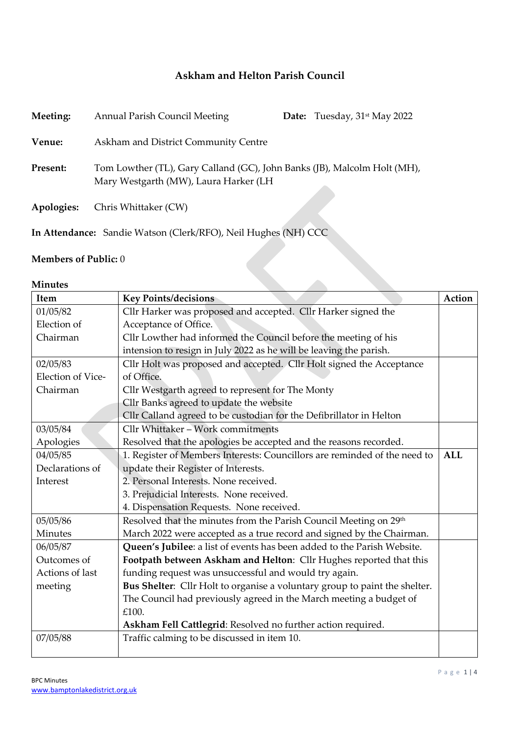## Askham and Helton Parish Council

**Meeting:** Annual Parish Council Meeting **Date:** Tuesday, 31st May 2022

**Venue:** Askham and District Community Centre

**Present:** Tom Lowther (TL), Gary Calland (GC), John Banks (JB), Malcolm Holt (MH), Mary Westgarth (MW), Laura Harker (LH

**Apologies:** Chris Whittaker (CW)

**In Attendance:** Sandie Watson (Clerk/RFO), Neil Hughes (NH) CCC

**Members of Public:** 0

**Minutes**

| Item | Key Points/decisions | Action |
|---|---|---|
| 01/05/82 Election of Chairman | Cllr Harker was proposed and accepted. Cllr Harker signed the Acceptance of Office.<br>Cllr Lowther had informed the Council before the meeting of his intension to resign in July 2022 as he will be leaving the parish. | |
| 02/05/83 Election of Vice-Chairman | Cllr Holt was proposed and accepted. Cllr Holt signed the Acceptance of Office.<br>Cllr Westgarth agreed to represent for The Monty<br>Cllr Banks agreed to update the website<br>Cllr Calland agreed to be custodian for the Defibrillator in Helton | |
| 03/05/84 Apologies | Cllr Whittaker – Work commitments<br>Resolved that the apologies be accepted and the reasons recorded. | |
| 04/05/85 Declarations of Interest | 1. Register of Members Interests: Councillors are reminded of the need to update their Register of Interests.<br>2. Personal Interests. None received.<br>3. Prejudicial Interests. None received.<br>4. Dispensation Requests. None received. | **ALL** |
| 05/05/86 Minutes | Resolved that the minutes from the Parish Council Meeting on 29th March 2022 were accepted as a true record and signed by the Chairman. | |
| 06/05/87 Outcomes of Actions of last meeting | **Queen's Jubilee**: a list of events has been added to the Parish Website.<br>**Footpath between Askham and Helton**: Cllr Hughes reported that this funding request was unsuccessful and would try again.<br>**Bus Shelter**: Cllr Holt to organise a voluntary group to paint the shelter. The Council had previously agreed in the March meeting a budget of £100.<br>**Askham Fell Cattlegrid**: Resolved no further action required. | |
| 07/05/88 | Traffic calming to be discussed in item 10. | |

BPC Minutes
www.bamptonlakedistrict.org.uk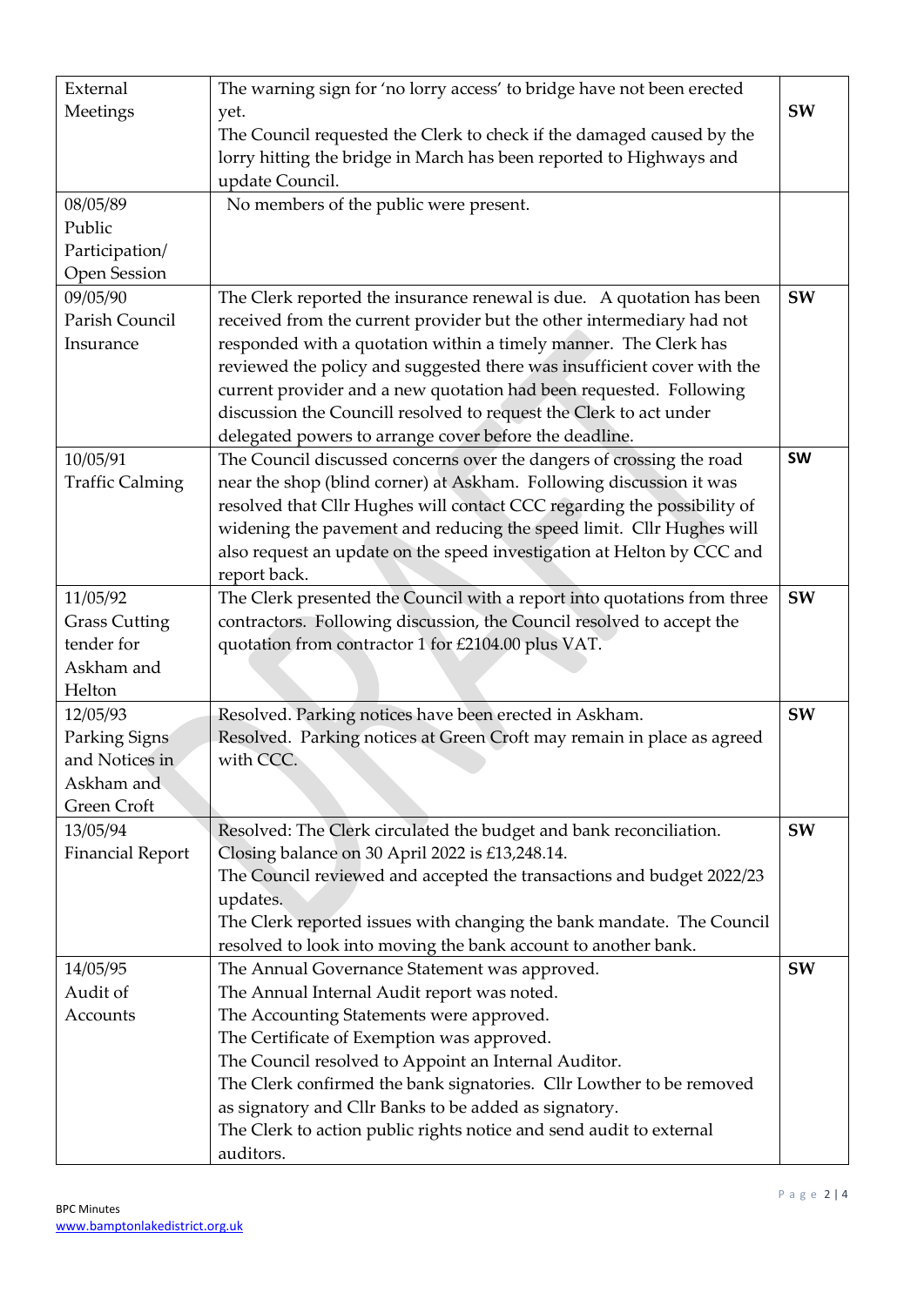| | | |
|---|---|---|
| External Meetings | The warning sign for 'no lorry access' to bridge have not been erected yet.<br>The Council requested the Clerk to check if the damaged caused by the lorry hitting the bridge in March has been reported to Highways and update Council. | **SW** |
| 08/05/89<br>Public Participation/ Open Session | No members of the public were present. | |
| 09/05/90<br>Parish Council Insurance | The Clerk reported the insurance renewal is due. A quotation has been received from the current provider but the other intermediary had not responded with a quotation within a timely manner. The Clerk has reviewed the policy and suggested there was insufficient cover with the current provider and a new quotation had been requested. Following discussion the Councill resolved to request the Clerk to act under delegated powers to arrange cover before the deadline. | **SW** |
| 10/05/91<br>Traffic Calming | The Council discussed concerns over the dangers of crossing the road near the shop (blind corner) at Askham. Following discussion it was resolved that Cllr Hughes will contact CCC regarding the possibility of widening the pavement and reducing the speed limit. Cllr Hughes will also request an update on the speed investigation at Helton by CCC and report back. | **SW** |
| 11/05/92<br>Grass Cutting tender for Askham and Helton | The Clerk presented the Council with a report into quotations from three contractors. Following discussion, the Council resolved to accept the quotation from contractor 1 for £2104.00 plus VAT. | **SW** |
| 12/05/93<br>Parking Signs and Notices in Askham and Green Croft | Resolved. Parking notices have been erected in Askham.<br>Resolved. Parking notices at Green Croft may remain in place as agreed with CCC. | **SW** |
| 13/05/94<br>Financial Report | Resolved: The Clerk circulated the budget and bank reconciliation.<br>Closing balance on 30 April 2022 is £13,248.14.<br>The Council reviewed and accepted the transactions and budget 2022/23 updates.<br>The Clerk reported issues with changing the bank mandate. The Council resolved to look into moving the bank account to another bank. | **SW** |
| 14/05/95<br>Audit of Accounts | The Annual Governance Statement was approved.<br>The Annual Internal Audit report was noted.<br>The Accounting Statements were approved.<br>The Certificate of Exemption was approved.<br>The Council resolved to Appoint an Internal Auditor.<br>The Clerk confirmed the bank signatories. Cllr Lowther to be removed as signatory and Cllr Banks to be added as signatory.<br>The Clerk to action public rights notice and send audit to external auditors. | **SW** |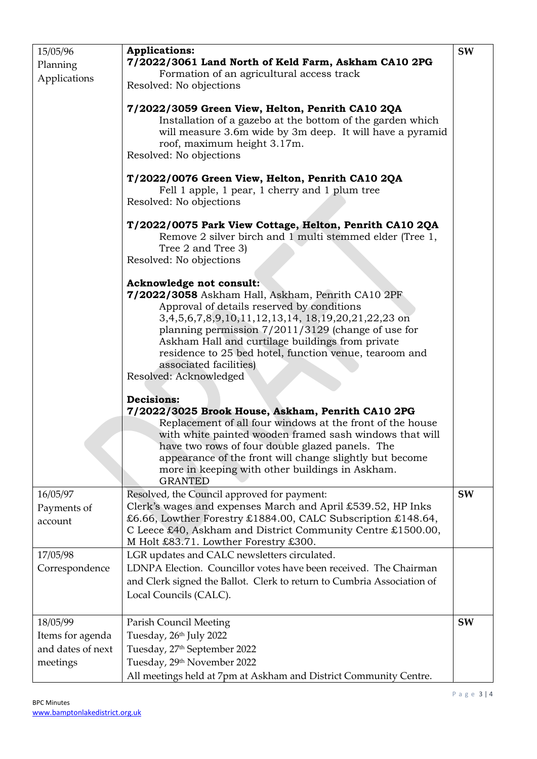| | | |
|---|---|---|
| 15/05/96<br>Planning Applications | **Applications:**<br>**7/2022/3061 Land North of Keld Farm, Askham CA10 2PG**<br>Formation of an agricultural access track<br>Resolved: No objections<br><br>**7/2022/3059 Green View, Helton, Penrith CA10 2QA**<br>Installation of a gazebo at the bottom of the garden which will measure 3.6m wide by 3m deep. It will have a pyramid roof, maximum height 3.17m.<br>Resolved: No objections<br><br>**T/2022/0076 Green View, Helton, Penrith CA10 2QA**<br>Fell 1 apple, 1 pear, 1 cherry and 1 plum tree<br>Resolved: No objections<br><br>**T/2022/0075 Park View Cottage, Helton, Penrith CA10 2QA**<br>Remove 2 silver birch and 1 multi stemmed elder (Tree 1, Tree 2 and Tree 3)<br>Resolved: No objections<br><br>**Acknowledge not consult:**<br>**7/2022/3058** Askham Hall, Askham, Penrith CA10 2PF<br>Approval of details reserved by conditions 3,4,5,6,7,8,9,10,11,12,13,14, 18,19,20,21,22,23 on planning permission 7/2011/3129 (change of use for Askham Hall and curtilage buildings from private residence to 25 bed hotel, function venue, tearoom and associated facilities)<br>Resolved: Acknowledged<br><br>**Decisions:**<br>**7/2022/3025 Brook House, Askham, Penrith CA10 2PG**<br>Replacement of all four windows at the front of the house with white painted wooden framed sash windows that will have two rows of four double glazed panels. The appearance of the front will change slightly but become more in keeping with other buildings in Askham.<br>GRANTED | **SW** |
| 16/05/97<br>Payments of account | Resolved, the Council approved for payment:<br>Clerk's wages and expenses March and April £539.52, HP Inks £6.66, Lowther Forestry £1884.00, CALC Subscription £148.64, C Leece £40, Askham and District Community Centre £1500.00, M Holt £83.71. Lowther Forestry £300. | **SW** |
| 17/05/98<br>Correspondence | LGR updates and CALC newsletters circulated.<br>LDNPA Election. Councillor votes have been received. The Chairman and Clerk signed the Ballot. Clerk to return to Cumbria Association of Local Councils (CALC). | |
| 18/05/99<br>Items for agenda and dates of next meetings | Parish Council Meeting<br>Tuesday, 26th July 2022<br>Tuesday, 27th September 2022<br>Tuesday, 29th November 2022<br>All meetings held at 7pm at Askham and District Community Centre. | **SW** |

BPC Minutes
www.bamptonlakedistrict.org.uk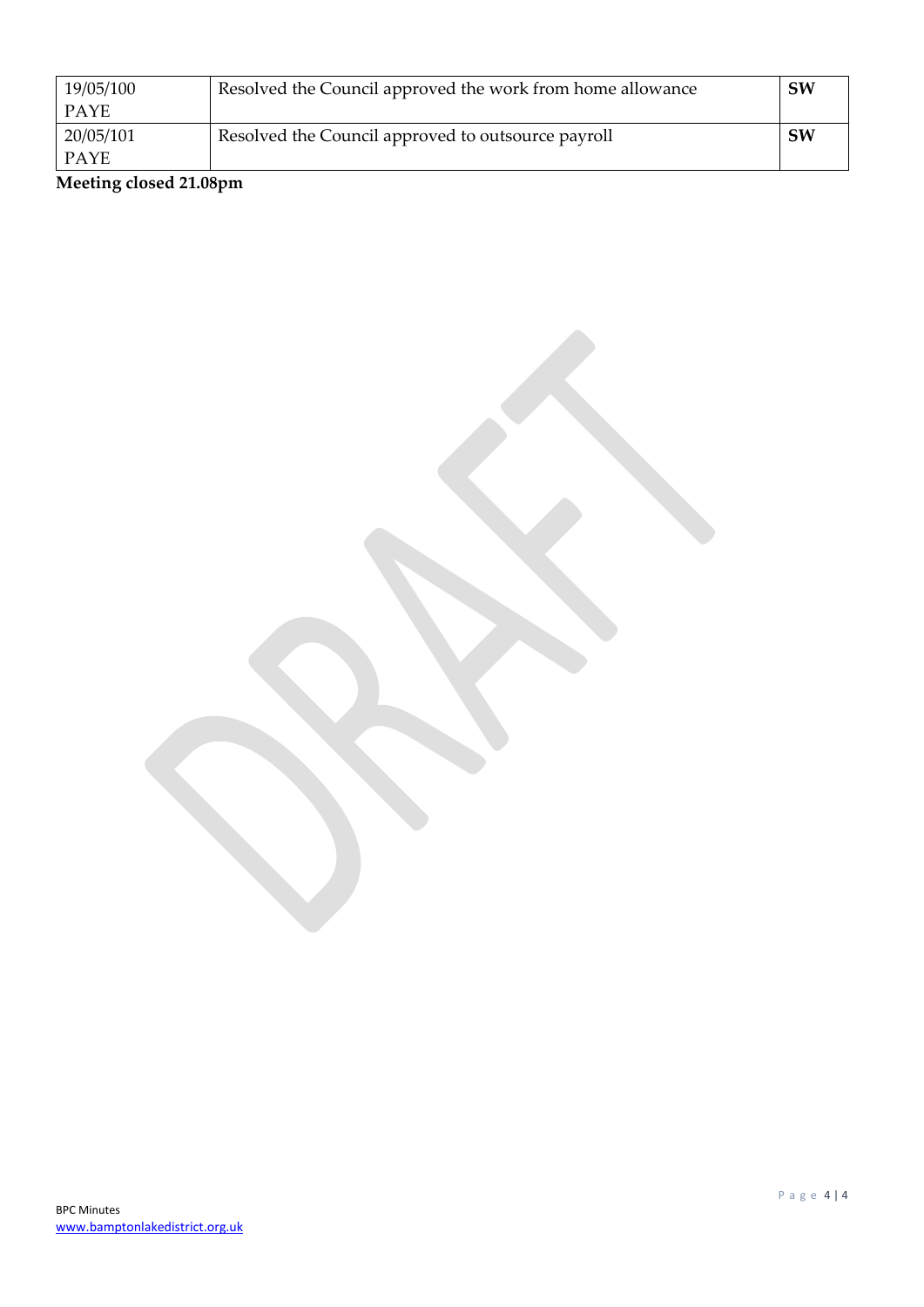| | | |
|---|---|---|
| 19/05/100 PAYE | Resolved the Council approved the work from home allowance | **SW** |
| 20/05/101 PAYE | Resolved the Council approved to outsource payroll | **SW** |

**Meeting closed 21.08pm**